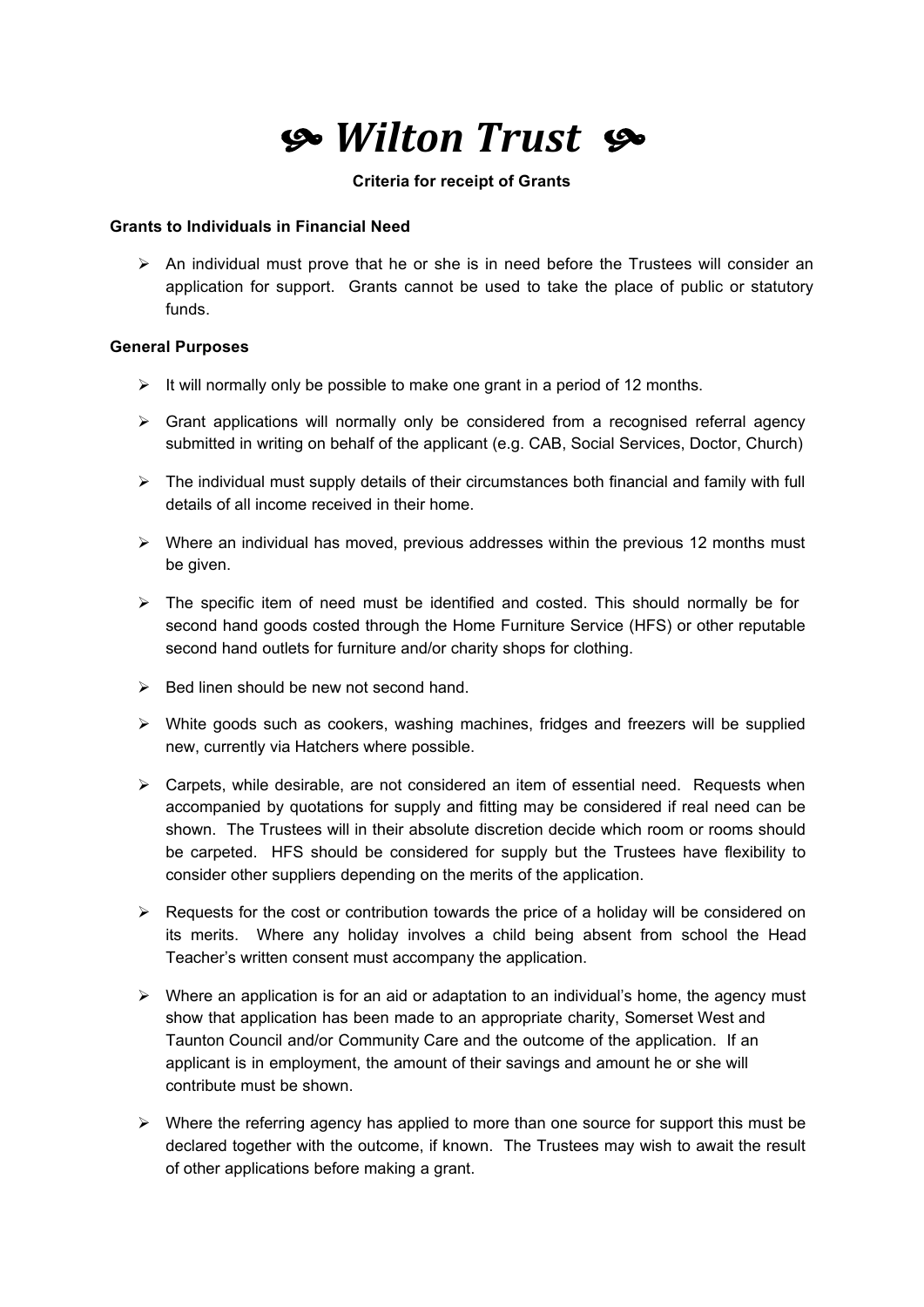# ❧ *Wilton Trust* ❧

**Criteria for receipt of Grants**

**Grants to Individuals in Financial Need**

- An individual must prove that he or she is in need before the Trustees will consider an application for support. Grants cannot be used to take the place of public or statutory funds.

**General Purposes**

- It will normally only be possible to make one grant in a period of 12 months.
- Grant applications will normally only be considered from a recognised referral agency submitted in writing on behalf of the applicant (e.g. CAB, Social Services, Doctor, Church)
- The individual must supply details of their circumstances both financial and family with full details of all income received in their home.
- Where an individual has moved, previous addresses within the previous 12 months must be given.
- The specific item of need must be identified and costed. This should normally be for second hand goods costed through the Home Furniture Service (HFS) or other reputable second hand outlets for furniture and/or charity shops for clothing.
- Bed linen should be new not second hand.
- White goods such as cookers, washing machines, fridges and freezers will be supplied new, currently via Hatchers where possible.
- Carpets, while desirable, are not considered an item of essential need. Requests when accompanied by quotations for supply and fitting may be considered if real need can be shown. The Trustees will in their absolute discretion decide which room or rooms should be carpeted. HFS should be considered for supply but the Trustees have flexibility to consider other suppliers depending on the merits of the application.
- Requests for the cost or contribution towards the price of a holiday will be considered on its merits. Where any holiday involves a child being absent from school the Head Teacher's written consent must accompany the application.
- Where an application is for an aid or adaptation to an individual's home, the agency must show that application has been made to an appropriate charity, Somerset West and Taunton Council and/or Community Care and the outcome of the application. If an applicant is in employment, the amount of their savings and amount he or she will contribute must be shown.
- Where the referring agency has applied to more than one source for support this must be declared together with the outcome, if known. The Trustees may wish to await the result of other applications before making a grant.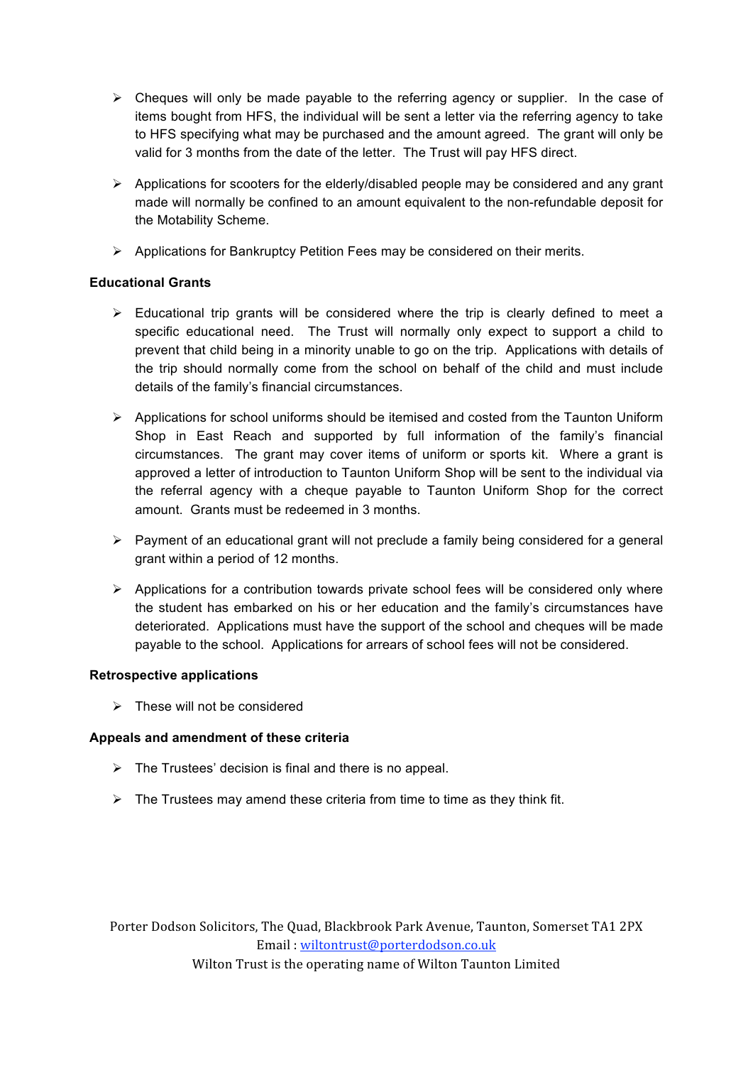- Cheques will only be made payable to the referring agency or supplier. In the case of items bought from HFS, the individual will be sent a letter via the referring agency to take to HFS specifying what may be purchased and the amount agreed. The grant will only be valid for 3 months from the date of the letter. The Trust will pay HFS direct.

- Applications for scooters for the elderly/disabled people may be considered and any grant made will normally be confined to an amount equivalent to the non-refundable deposit for the Motability Scheme.

- Applications for Bankruptcy Petition Fees may be considered on their merits.

**Educational Grants**

- Educational trip grants will be considered where the trip is clearly defined to meet a specific educational need. The Trust will normally only expect to support a child to prevent that child being in a minority unable to go on the trip. Applications with details of the trip should normally come from the school on behalf of the child and must include details of the family's financial circumstances.

- Applications for school uniforms should be itemised and costed from the Taunton Uniform Shop in East Reach and supported by full information of the family's financial circumstances. The grant may cover items of uniform or sports kit. Where a grant is approved a letter of introduction to Taunton Uniform Shop will be sent to the individual via the referral agency with a cheque payable to Taunton Uniform Shop for the correct amount. Grants must be redeemed in 3 months.

- Payment of an educational grant will not preclude a family being considered for a general grant within a period of 12 months.

- Applications for a contribution towards private school fees will be considered only where the student has embarked on his or her education and the family's circumstances have deteriorated. Applications must have the support of the school and cheques will be made payable to the school. Applications for arrears of school fees will not be considered.

**Retrospective applications**

- These will not be considered

**Appeals and amendment of these criteria**

- The Trustees' decision is final and there is no appeal.

- The Trustees may amend these criteria from time to time as they think fit.

Porter Dodson Solicitors, The Quad, Blackbrook Park Avenue, Taunton, Somerset TA1 2PX
Email : wiltontrust@porterdodson.co.uk
Wilton Trust is the operating name of Wilton Taunton Limited